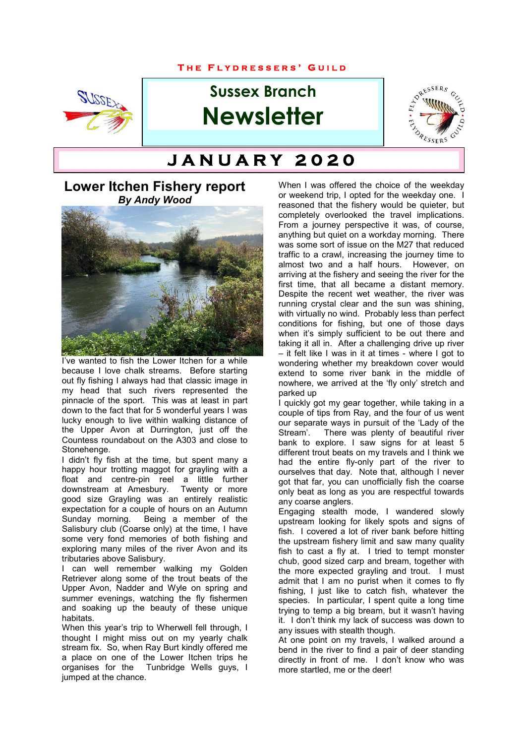THE FLYDRESSERS' GUILD

# Sussex Branch Newsletter

## JANUARY 2020

## Lower Itchen Fishery report

***By Andy Wood***

I've wanted to fish the Lower Itchen for a while because I love chalk streams. Before starting out fly fishing I always had that classic image in my head that such rivers represented the pinnacle of the sport. This was at least in part down to the fact that for 5 wonderful years I was lucky enough to live within walking distance of the Upper Avon at Durrington, just off the Countess roundabout on the A303 and close to Stonehenge.

I didn't fly fish at the time, but spent many a happy hour trotting maggot for grayling with a float and centre-pin reel a little further downstream at Amesbury. Twenty or more good size Grayling was an entirely realistic expectation for a couple of hours on an Autumn Sunday morning. Being a member of the Salisbury club (Coarse only) at the time, I have some very fond memories of both fishing and exploring many miles of the river Avon and its tributaries above Salisbury.

I can well remember walking my Golden Retriever along some of the trout beats of the Upper Avon, Nadder and Wyle on spring and summer evenings, watching the fly fishermen and soaking up the beauty of these unique habitats.

When this year's trip to Wherwell fell through, I thought I might miss out on my yearly chalk stream fix. So, when Ray Burt kindly offered me a place on one of the Lower Itchen trips he organises for the Tunbridge Wells guys, I jumped at the chance.

When I was offered the choice of the weekday or weekend trip, I opted for the weekday one. I reasoned that the fishery would be quieter, but completely overlooked the travel implications. From a journey perspective it was, of course, anything but quiet on a workday morning. There was some sort of issue on the M27 that reduced traffic to a crawl, increasing the journey time to almost two and a half hours. However, on arriving at the fishery and seeing the river for the first time, that all became a distant memory. Despite the recent wet weather, the river was running crystal clear and the sun was shining, with virtually no wind. Probably less than perfect conditions for fishing, but one of those days when it's simply sufficient to be out there and taking it all in. After a challenging drive up river – it felt like I was in it at times - where I got to wondering whether my breakdown cover would extend to some river bank in the middle of nowhere, we arrived at the 'fly only' stretch and parked up

I quickly got my gear together, while taking in a couple of tips from Ray, and the four of us went our separate ways in pursuit of the 'Lady of the Stream'. There was plenty of beautiful river bank to explore. I saw signs for at least 5 different trout beats on my travels and I think we had the entire fly-only part of the river to ourselves that day. Note that, although I never got that far, you can unofficially fish the coarse only beat as long as you are respectful towards any coarse anglers.

Engaging stealth mode, I wandered slowly upstream looking for likely spots and signs of fish. I covered a lot of river bank before hitting the upstream fishery limit and saw many quality fish to cast a fly at. I tried to tempt monster chub, good sized carp and bream, together with the more expected grayling and trout. I must admit that I am no purist when it comes to fly fishing, I just like to catch fish, whatever the species. In particular, I spent quite a long time trying to temp a big bream, but it wasn't having it. I don't think my lack of success was down to any issues with stealth though.

At one point on my travels, I walked around a bend in the river to find a pair of deer standing directly in front of me. I don't know who was more startled, me or the deer!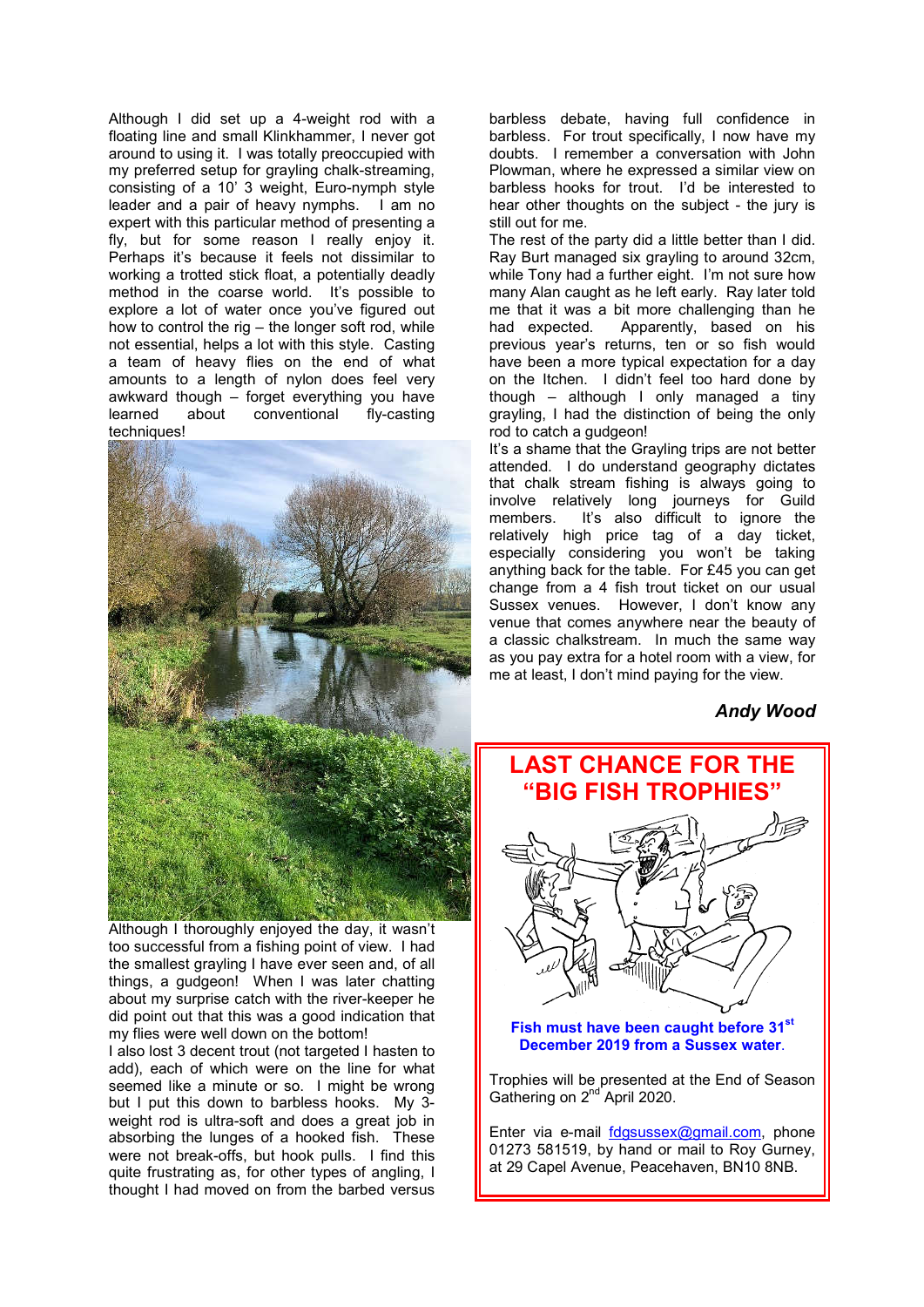Although I did set up a 4-weight rod with a floating line and small Klinkhammer, I never got around to using it. I was totally preoccupied with my preferred setup for grayling chalk-streaming, consisting of a 10' 3 weight, Euro-nymph style leader and a pair of heavy nymphs. I am no expert with this particular method of presenting a fly, but for some reason I really enjoy it. Perhaps it's because it feels not dissimilar to working a trotted stick float, a potentially deadly method in the coarse world. It's possible to explore a lot of water once you've figured out how to control the rig – the longer soft rod, while not essential, helps a lot with this style. Casting a team of heavy flies on the end of what amounts to a length of nylon does feel very awkward though – forget everything you have learned about conventional fly-casting techniques!

Although I thoroughly enjoyed the day, it wasn't too successful from a fishing point of view. I had the smallest grayling I have ever seen and, of all things, a gudgeon! When I was later chatting about my surprise catch with the river-keeper he did point out that this was a good indication that my flies were well down on the bottom!

I also lost 3 decent trout (not targeted I hasten to add), each of which were on the line for what seemed like a minute or so. I might be wrong but I put this down to barbless hooks. My 3-weight rod is ultra-soft and does a great job in absorbing the lunges of a hooked fish. These were not break-offs, but hook pulls. I find this quite frustrating as, for other types of angling, I thought I had moved on from the barbed versus barbless debate, having full confidence in barbless. For trout specifically, I now have my doubts. I remember a conversation with John Plowman, where he expressed a similar view on barbless hooks for trout. I'd be interested to hear other thoughts on the subject - the jury is still out for me.

The rest of the party did a little better than I did. Ray Burt managed six grayling to around 32cm, while Tony had a further eight. I'm not sure how many Alan caught as he left early. Ray later told me that it was a bit more challenging than he had expected. Apparently, based on his previous year's returns, ten or so fish would have been a more typical expectation for a day on the Itchen. I didn't feel too hard done by though – although I only managed a tiny grayling, I had the distinction of being the only rod to catch a gudgeon!

It's a shame that the Grayling trips are not better attended. I do understand geography dictates that chalk stream fishing is always going to involve relatively long journeys for Guild members. It's also difficult to ignore the relatively high price tag of a day ticket, especially considering you won't be taking anything back for the table. For £45 you can get change from a 4 fish trout ticket on our usual Sussex venues. However, I don't know any venue that comes anywhere near the beauty of a classic chalkstream. In much the same way as you pay extra for a hotel room with a view, for me at least, I don't mind paying for the view.

***Andy Wood***

## LAST CHANCE FOR THE "BIG FISH TROPHIES"

**Fish must have been caught before 31st December 2019 from a Sussex water.**

Trophies will be presented at the End of Season Gathering on 2nd April 2020.

Enter via e-mail fdgsussex@gmail.com, phone 01273 581519, by hand or mail to Roy Gurney, at 29 Capel Avenue, Peacehaven, BN10 8NB.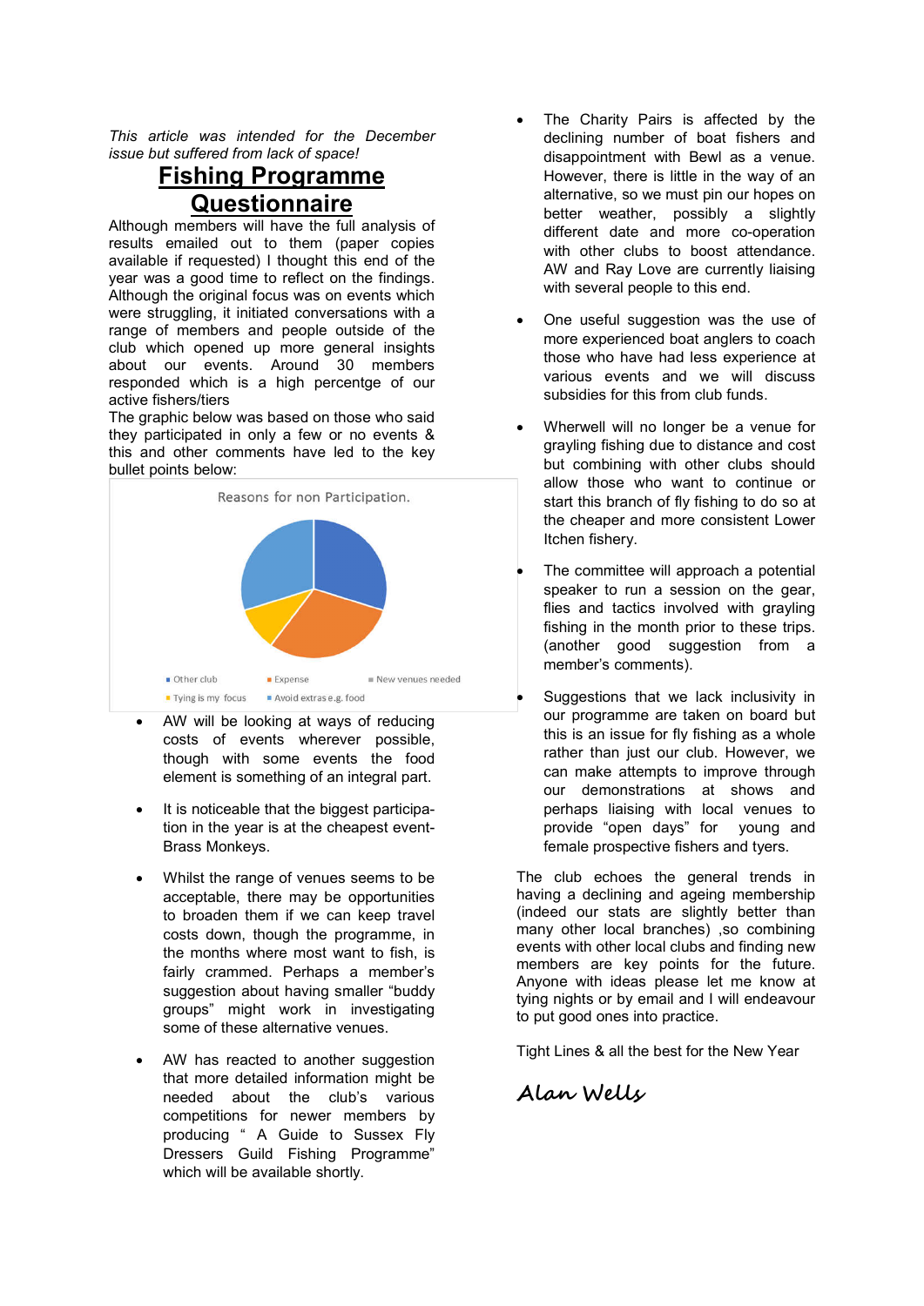*This article was intended for the December issue but suffered from lack of space!*

# Fishing Programme Questionnaire

Although members will have the full analysis of results emailed out to them (paper copies available if requested) I thought this end of the year was a good time to reflect on the findings. Although the original focus was on events which were struggling, it initiated conversations with a range of members and people outside of the club which opened up more general insights about our events. Around 30 members responded which is a high percentge of our active fishers/tiers

The graphic below was based on those who said they participated in only a few or no events & this and other comments have led to the key bullet points below:

Reasons for non Participation.

- Other club
- Expense
- New venues needed
- Tying is my focus
- Avoid extras e.g. food

- AW will be looking at ways of reducing costs of events wherever possible, though with some events the food element is something of an integral part.
- It is noticeable that the biggest participation in the year is at the cheapest event-Brass Monkeys.
- Whilst the range of venues seems to be acceptable, there may be opportunities to broaden them if we can keep travel costs down, though the programme, in the months where most want to fish, is fairly crammed. Perhaps a member's suggestion about having smaller "buddy groups" might work in investigating some of these alternative venues.
- AW has reacted to another suggestion that more detailed information might be needed about the club's various competitions for newer members by producing " A Guide to Sussex Fly Dressers Guild Fishing Programme" which will be available shortly.
- The Charity Pairs is affected by the declining number of boat fishers and disappointment with Bewl as a venue. However, there is little in the way of an alternative, so we must pin our hopes on better weather, possibly a slightly different date and more co-operation with other clubs to boost attendance. AW and Ray Love are currently liaising with several people to this end.
- One useful suggestion was the use of more experienced boat anglers to coach those who have had less experience at various events and we will discuss subsidies for this from club funds.
- Wherwell will no longer be a venue for grayling fishing due to distance and cost but combining with other clubs should allow those who want to continue or start this branch of fly fishing to do so at the cheaper and more consistent Lower Itchen fishery.
- The committee will approach a potential speaker to run a session on the gear, flies and tactics involved with grayling fishing in the month prior to these trips. (another good suggestion from a member's comments).
- Suggestions that we lack inclusivity in our programme are taken on board but this is an issue for fly fishing as a whole rather than just our club. However, we can make attempts to improve through our demonstrations at shows and perhaps liaising with local venues to provide "open days" for young and female prospective fishers and tyers.

The club echoes the general trends in having a declining and ageing membership (indeed our stats are slightly better than many other local branches) ,so combining events with other local clubs and finding new members are key points for the future. Anyone with ideas please let me know at tying nights or by email and I will endeavour to put good ones into practice.

Tight Lines & all the best for the New Year

*Alan Wells*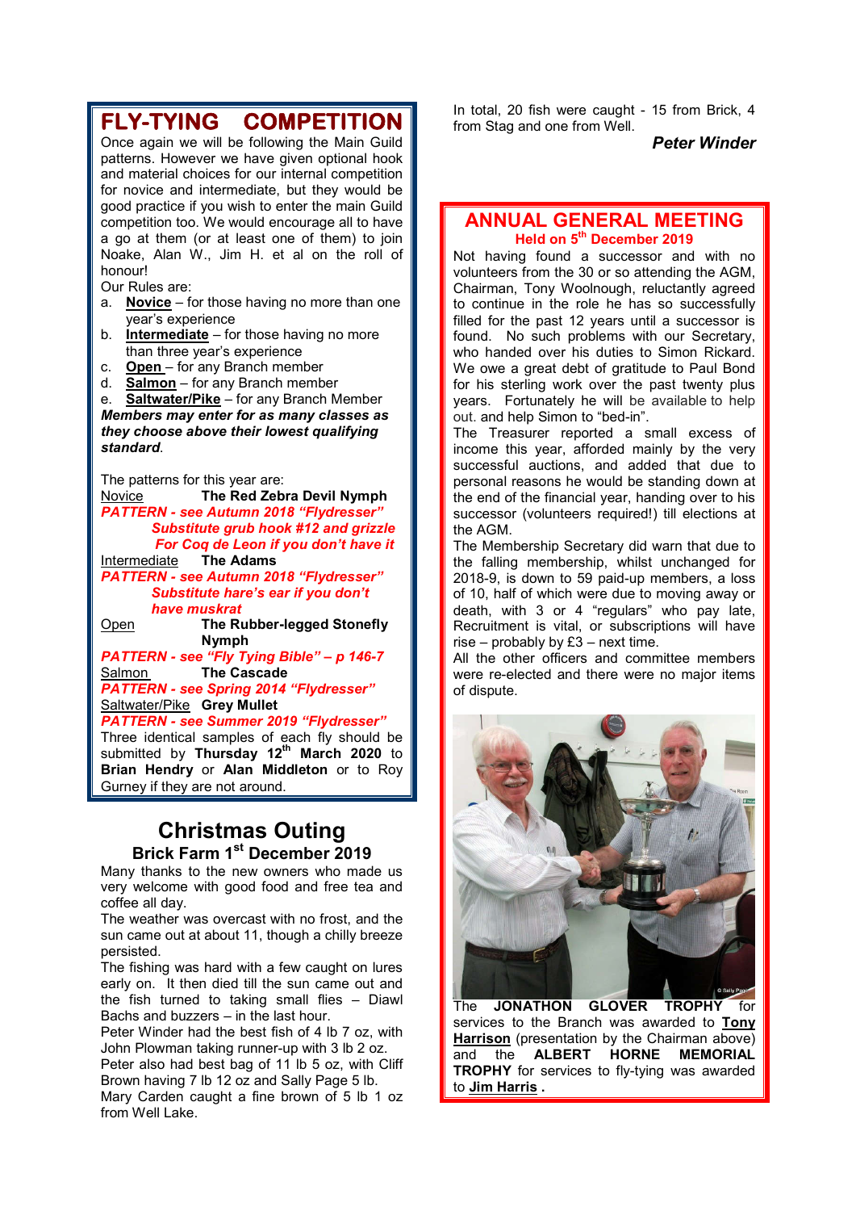## FLY-TYING COMPETITION

Once again we will be following the Main Guild patterns. However we have given optional hook and material choices for our internal competition for novice and intermediate, but they would be good practice if you wish to enter the main Guild competition too. We would encourage all to have a go at them (or at least one of them) to join Noake, Alan W., Jim H. et al on the roll of honour!

Our Rules are:

a. **Novice** – for those having no more than one year's experience
b. **Intermediate** – for those having no more than three year's experience
c. **Open** – for any Branch member
d. **Salmon** – for any Branch member
e. **Saltwater/Pike** – for any Branch Member

***Members may enter for as many classes as they choose above their lowest qualifying standard.***

The patterns for this year are:

Novice **The Red Zebra Devil Nymph**
***PATTERN - see Autumn 2018 "Flydresser"***
***Substitute grub hook #12 and grizzle For Coq de Leon if you don't have it***

Intermediate **The Adams**
***PATTERN - see Autumn 2018 "Flydresser"***
***Substitute hare's ear if you don't have muskrat***

Open **The Rubber-legged Stonefly Nymph**
***PATTERN - see "Fly Tying Bible" – p 146-7***

Salmon **The Cascade**
***PATTERN - see Spring 2014 "Flydresser"***

Saltwater/Pike **Grey Mullet**
***PATTERN - see Summer 2019 "Flydresser"***

Three identical samples of each fly should be submitted by **Thursday 12th March 2020** to **Brian Hendry** or **Alan Middleton** or to Roy Gurney if they are not around.

## Christmas Outing

### Brick Farm 1st December 2019

Many thanks to the new owners who made us very welcome with good food and free tea and coffee all day.

The weather was overcast with no frost, and the sun came out at about 11, though a chilly breeze persisted.

The fishing was hard with a few caught on lures early on. It then died till the sun came out and the fish turned to taking small flies – Diawl Bachs and buzzers – in the last hour.

Peter Winder had the best fish of 4 lb 7 oz, with John Plowman taking runner-up with 3 lb 2 oz.

Peter also had best bag of 11 lb 5 oz, with Cliff Brown having 7 lb 12 oz and Sally Page 5 lb.

Mary Carden caught a fine brown of 5 lb 1 oz from Well Lake.

In total, 20 fish were caught - 15 from Brick, 4 from Stag and one from Well.

***Peter Winder***

## ANNUAL GENERAL MEETING

### Held on 5th December 2019

Not having found a successor and with no volunteers from the 30 or so attending the AGM, Chairman, Tony Woolnough, reluctantly agreed to continue in the role he has so successfully filled for the past 12 years until a successor is found. No such problems with our Secretary, who handed over his duties to Simon Rickard. We owe a great debt of gratitude to Paul Bond for his sterling work over the past twenty plus years. Fortunately he will be available to help out. and help Simon to "bed-in".

The Treasurer reported a small excess of income this year, afforded mainly by the very successful auctions, and added that due to personal reasons he would be standing down at the end of the financial year, handing over to his successor (volunteers required!) till elections at the AGM.

The Membership Secretary did warn that due to the falling membership, whilst unchanged for 2018-9, is down to 59 paid-up members, a loss of 10, half of which were due to moving away or death, with 3 or 4 "regulars" who pay late, Recruitment is vital, or subscriptions will have rise – probably by £3 – next time.

All the other officers and committee members were re-elected and there were no major items of dispute.

The **JONATHON GLOVER TROPHY** for services to the Branch was awarded to **Tony Harrison** (presentation by the Chairman above) and the **ALBERT HORNE MEMORIAL TROPHY** for services to fly-tying was awarded to **Jim Harris .**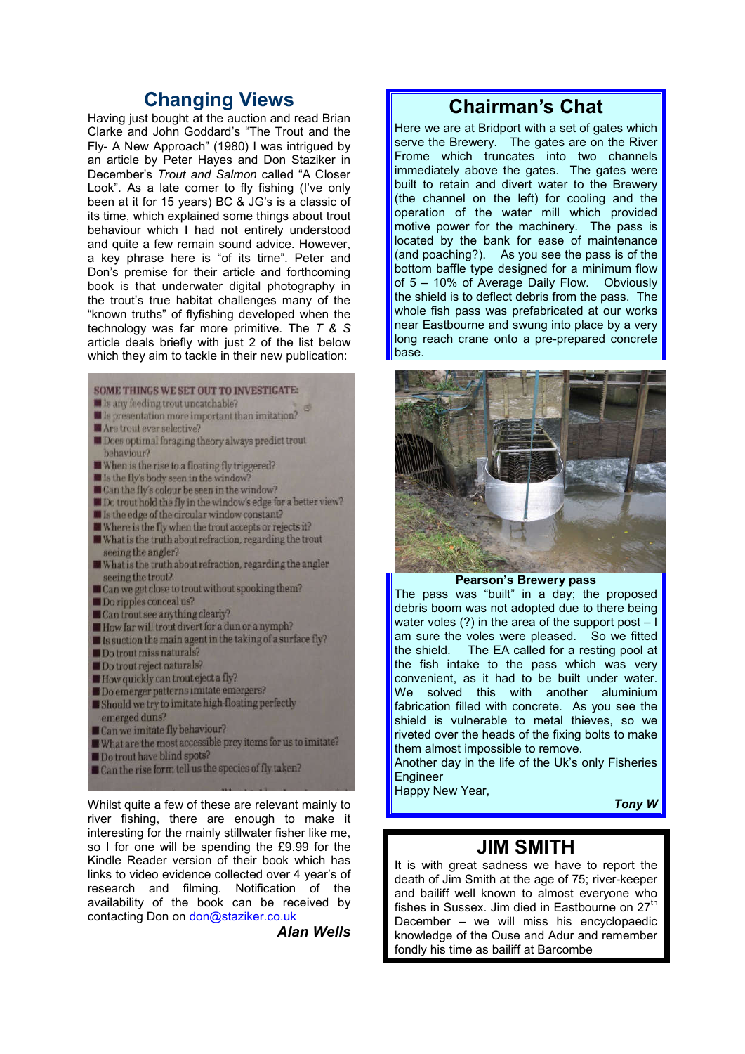## Changing Views

Having just bought at the auction and read Brian Clarke and John Goddard's "The Trout and the Fly- A New Approach" (1980) I was intrigued by an article by Peter Hayes and Don Staziker in December's *Trout and Salmon* called "A Closer Look". As a late comer to fly fishing (I've only been at it for 15 years) BC & JG's is a classic of its time, which explained some things about trout behaviour which I had not entirely understood and quite a few remain sound advice. However, a key phrase here is "of its time". Peter and Don's premise for their article and forthcoming book is that underwater digital photography in the trout's true habitat challenges many of the "known truths" of flyfishing developed when the technology was far more primitive. The *T & S* article deals briefly with just 2 of the list below which they aim to tackle in their new publication:

**SOME THINGS WE SET OUT TO INVESTIGATE:**

- Is any feeding trout uncatchable?
- Is presentation more important than imitation?
- Are trout ever selective?
- Does optimal foraging theory always predict trout behaviour?
- When is the rise to a floating fly triggered?
- Is the fly's body seen in the window?
- Can the fly's colour be seen in the window?
- Do trout hold the fly in the window's edge for a better view?
- Is the edge of the circular window constant?
- Where is the fly when the trout accepts or rejects it?
- What is the truth about refraction, regarding the trout seeing the angler?
- What is the truth about refraction, regarding the angler seeing the trout?
- Can we get close to trout without spooking them?
- Do ripples conceal us?
- Can trout see anything clearly?
- How far will trout divert for a dun or a nymph?
- Is suction the main agent in the taking of a surface fly?
- Do trout miss naturals?
- Do trout reject naturals?
- How quickly can trout eject a fly?
- Do emerger patterns imitate emergers?
- Should we try to imitate high-floating perfectly emerged duns?
- Can we imitate fly behaviour?
- What are the most accessible prey items for us to imitate?
- Do trout have blind spots?
- Can the rise form tell us the species of fly taken?

Whilst quite a few of these are relevant mainly to river fishing, there are enough to make it interesting for the mainly stillwater fisher like me, so I for one will be spending the £9.99 for the Kindle Reader version of their book which has links to video evidence collected over 4 year's of research and filming. Notification of the availability of the book can be received by contacting Don on don@staziker.co.uk

***Alan Wells***

## Chairman's Chat

Here we are at Bridport with a set of gates which serve the Brewery. The gates are on the River Frome which truncates into two channels immediately above the gates. The gates were built to retain and divert water to the Brewery (the channel on the left) for cooling and the operation of the water mill which provided motive power for the machinery. The pass is located by the bank for ease of maintenance (and poaching?). As you see the pass is of the bottom baffle type designed for a minimum flow of 5 – 10% of Average Daily Flow. Obviously the shield is to deflect debris from the pass. The whole fish pass was prefabricated at our works near Eastbourne and swung into place by a very long reach crane onto a pre-prepared concrete base.

**Pearson's Brewery pass**

The pass was "built" in a day; the proposed debris boom was not adopted due to there being water voles (?) in the area of the support post – I am sure the voles were pleased. So we fitted the shield. The EA called for a resting pool at the fish intake to the pass which was very convenient, as it had to be built under water. We solved this with another aluminium fabrication filled with concrete. As you see the shield is vulnerable to metal thieves, so we riveted over the heads of the fixing bolts to make them almost impossible to remove.

Another day in the life of the Uk's only Fisheries Engineer

Happy New Year,

***Tony W***

## JIM SMITH

It is with great sadness we have to report the death of Jim Smith at the age of 75; river-keeper and bailiff well known to almost everyone who fishes in Sussex. Jim died in Eastbourne on 27th December – we will miss his encyclopaedic knowledge of the Ouse and Adur and remember fondly his time as bailiff at Barcombe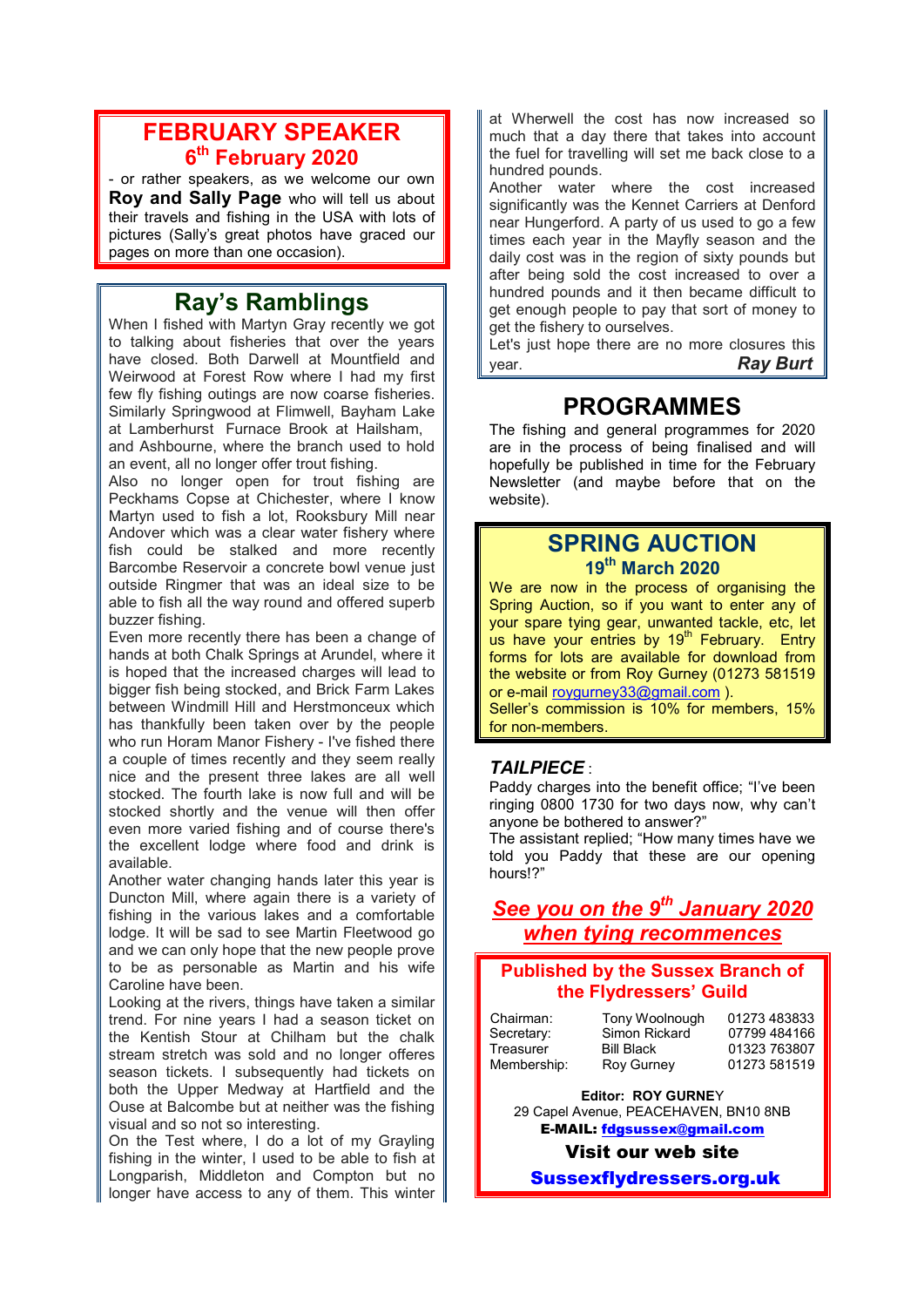# FEBRUARY SPEAKER

## 6th February 2020

- or rather speakers, as we welcome our own **Roy and Sally Page** who will tell us about their travels and fishing in the USA with lots of pictures (Sally's great photos have graced our pages on more than one occasion).

# Ray's Ramblings

When I fished with Martyn Gray recently we got to talking about fisheries that over the years have closed. Both Darwell at Mountfield and Weirwood at Forest Row where I had my first few fly fishing outings are now coarse fisheries. Similarly Springwood at Flimwell, Bayham Lake at Lamberhurst Furnace Brook at Hailsham, and Ashbourne, where the branch used to hold an event, all no longer offer trout fishing.

Also no longer open for trout fishing are Peckhams Copse at Chichester, where I know Martyn used to fish a lot, Rooksbury Mill near Andover which was a clear water fishery where fish could be stalked and more recently Barcombe Reservoir a concrete bowl venue just outside Ringmer that was an ideal size to be able to fish all the way round and offered superb buzzer fishing.

Even more recently there has been a change of hands at both Chalk Springs at Arundel, where it is hoped that the increased charges will lead to bigger fish being stocked, and Brick Farm Lakes between Windmill Hill and Herstmonceux which has thankfully been taken over by the people who run Horam Manor Fishery - I've fished there a couple of times recently and they seem really nice and the present three lakes are all well stocked. The fourth lake is now full and will be stocked shortly and the venue will then offer even more varied fishing and of course there's the excellent lodge where food and drink is available.

Another water changing hands later this year is Duncton Mill, where again there is a variety of fishing in the various lakes and a comfortable lodge. It will be sad to see Martin Fleetwood go and we can only hope that the new people prove to be as personable as Martin and his wife Caroline have been.

Looking at the rivers, things have taken a similar trend. For nine years I had a season ticket on the Kentish Stour at Chilham but the chalk stream stretch was sold and no longer offeres season tickets. I subsequently had tickets on both the Upper Medway at Hartfield and the Ouse at Balcombe but at neither was the fishing visual and so not so interesting.

On the Test where, I do a lot of my Grayling fishing in the winter, I used to be able to fish at Longparish, Middleton and Compton but no longer have access to any of them. This winter at Wherwell the cost has now increased so much that a day there that takes into account the fuel for travelling will set me back close to a hundred pounds.

Another water where the cost increased significantly was the Kennet Carriers at Denford near Hungerford. A party of us used to go a few times each year in the Mayfly season and the daily cost was in the region of sixty pounds but after being sold the cost increased to over a hundred pounds and it then became difficult to get enough people to pay that sort of money to get the fishery to ourselves.

Let's just hope there are no more closures this year. ***Ray Burt***

# PROGRAMMES

The fishing and general programmes for 2020 are in the process of being finalised and will hopefully be published in time for the February Newsletter (and maybe before that on the website).

# SPRING AUCTION

## 19th March 2020

We are now in the process of organising the Spring Auction, so if you want to enter any of your spare tying gear, unwanted tackle, etc, let us have your entries by 19th February. Entry forms for lots are available for download from the website or from Roy Gurney (01273 581519 or e-mail roygurney33@gmail.com ).

Seller's commission is 10% for members, 15% for non-members.

***TAILPIECE*** :

Paddy charges into the benefit office; "I've been ringing 0800 1730 for two days now, why can't anyone be bothered to answer?"

The assistant replied; "How many times have we told you Paddy that these are our opening hours!?"

***See you on the 9th January 2020 when tying recommences***

**Published by the Sussex Branch of the Flydressers' Guild**

| | | |
|---|---|---|
| Chairman: | Tony Woolnough | 01273 483833 |
| Secretary: | Simon Rickard | 07799 484166 |
| Treasurer | Bill Black | 01323 763807 |
| Membership: | Roy Gurney | 01273 581519 |

**Editor: ROY GURNEY**
29 Capel Avenue, PEACEHAVEN, BN10 8NB
**E-MAIL: fdgsussex@gmail.com**

**Visit our web site**

**Sussexflydressers.org.uk**